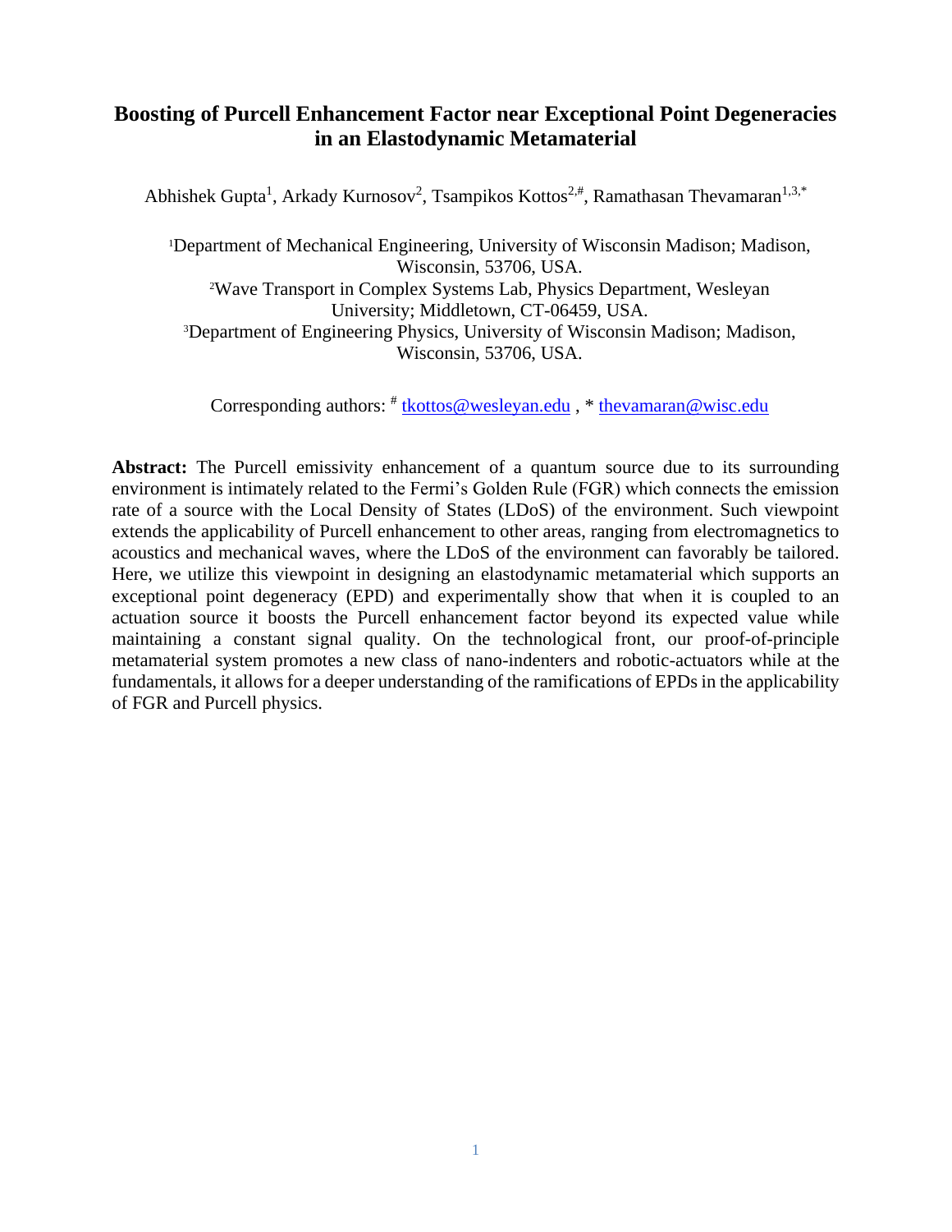# Boosting of Purcell Enhancement Factor near Exceptional Point Degeneracies in an Elastodynamic Metamaterial

Abhishek Gupta[1], Arkady Kurnosov[2], Tsampikos Kottos[2,#], Ramathasan Thevamaran[1,3,*]

[1]Department of Mechanical Engineering, University of Wisconsin Madison; Madison, Wisconsin, 53706, USA.
[2]Wave Transport in Complex Systems Lab, Physics Department, Wesleyan University; Middletown, CT-06459, USA.
[3]Department of Engineering Physics, University of Wisconsin Madison; Madison, Wisconsin, 53706, USA.

Corresponding authors: # tkottos@wesleyan.edu , * thevamaran@wisc.edu

**Abstract:** The Purcell emissivity enhancement of a quantum source due to its surrounding environment is intimately related to the Fermi's Golden Rule (FGR) which connects the emission rate of a source with the Local Density of States (LDoS) of the environment. Such viewpoint extends the applicability of Purcell enhancement to other areas, ranging from electromagnetics to acoustics and mechanical waves, where the LDoS of the environment can favorably be tailored. Here, we utilize this viewpoint in designing an elastodynamic metamaterial which supports an exceptional point degeneracy (EPD) and experimentally show that when it is coupled to an actuation source it boosts the Purcell enhancement factor beyond its expected value while maintaining a constant signal quality. On the technological front, our proof-of-principle metamaterial system promotes a new class of nano-indenters and robotic-actuators while at the fundamentals, it allows for a deeper understanding of the ramifications of EPDs in the applicability of FGR and Purcell physics.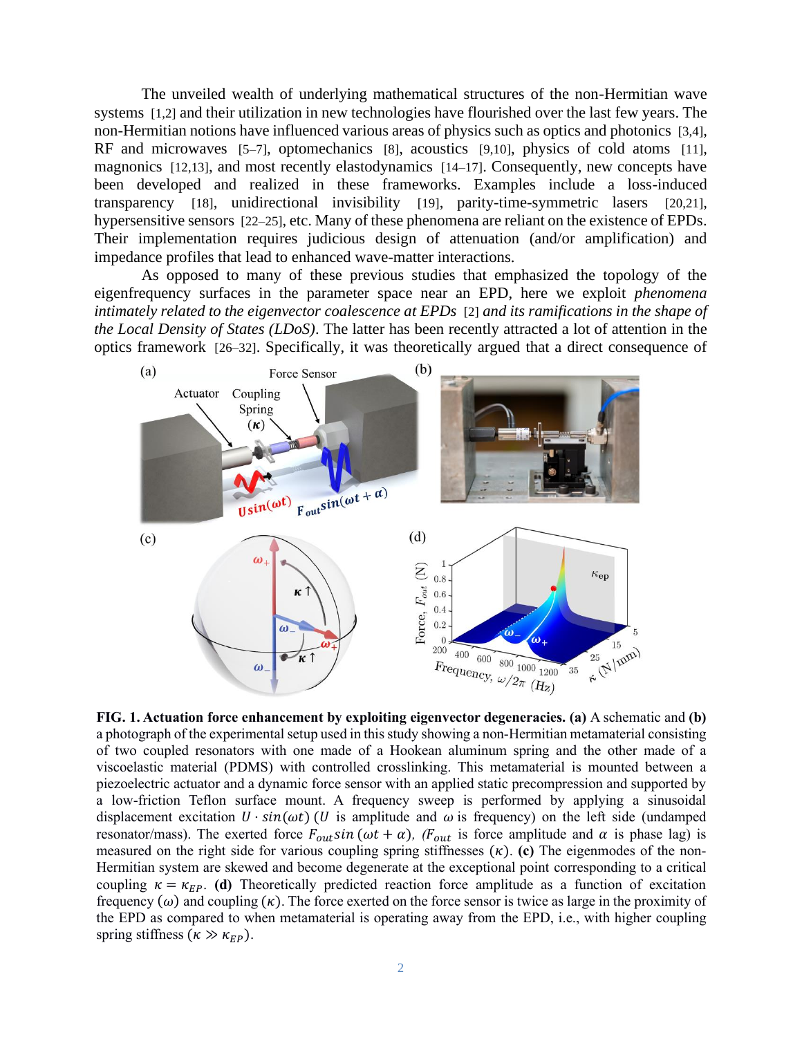The unveiled wealth of underlying mathematical structures of the non-Hermitian wave systems [1,2] and their utilization in new technologies have flourished over the last few years. The non-Hermitian notions have influenced various areas of physics such as optics and photonics [3,4], RF and microwaves [5–7], optomechanics [8], acoustics [9,10], physics of cold atoms [11], magnonics [12,13], and most recently elastodynamics [14–17]. Consequently, new concepts have been developed and realized in these frameworks. Examples include a loss-induced transparency [18], unidirectional invisibility [19], parity-time-symmetric lasers [20,21], hypersensitive sensors [22–25], etc. Many of these phenomena are reliant on the existence of EPDs. Their implementation requires judicious design of attenuation (and/or amplification) and impedance profiles that lead to enhanced wave-matter interactions.

As opposed to many of these previous studies that emphasized the topology of the eigenfrequency surfaces in the parameter space near an EPD, here we exploit *phenomena intimately related to the eigenvector coalescence at EPDs* [2] *and its ramifications in the shape of the Local Density of States (LDoS)*. The latter has been recently attracted a lot of attention in the optics framework [26–32]. Specifically, it was theoretically argued that a direct consequence of

**FIG. 1. Actuation force enhancement by exploiting eigenvector degeneracies. (a)** A schematic and **(b)** a photograph of the experimental setup used in this study showing a non-Hermitian metamaterial consisting of two coupled resonators with one made of a Hookean aluminum spring and the other made of a viscoelastic material (PDMS) with controlled crosslinking. This metamaterial is mounted between a piezoelectric actuator and a dynamic force sensor with an applied static precompression and supported by a low-friction Teflon surface mount. A frequency sweep is performed by applying a sinusoidal displacement excitation $U \cdot sin(\omega t)$ ($U$ is amplitude and $\omega$ is frequency) on the left side (undamped resonator/mass). The exerted force $F_{out} sin(\omega t + \alpha)$, ($F_{out}$ is force amplitude and $\alpha$ is phase lag) is measured on the right side for various coupling spring stiffnesses ($\kappa$). **(c)** The eigenmodes of the non-Hermitian system are skewed and become degenerate at the exceptional point corresponding to a critical coupling $\kappa = \kappa_{EP}$. **(d)** Theoretically predicted reaction force amplitude as a function of excitation frequency ($\omega$) and coupling ($\kappa$). The force exerted on the force sensor is twice as large in the proximity of the EPD as compared to when metamaterial is operating away from the EPD, i.e., with higher coupling spring stiffness ($\kappa \gg \kappa_{EP}$).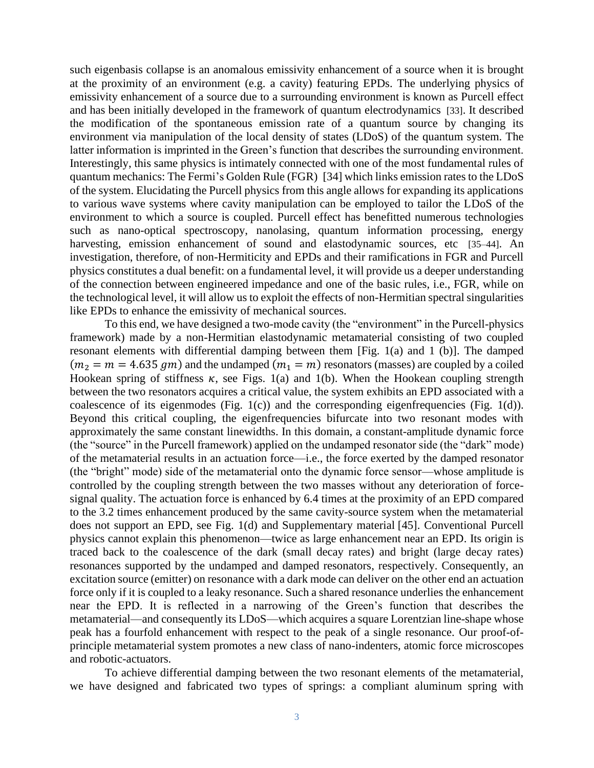such eigenbasis collapse is an anomalous emissivity enhancement of a source when it is brought at the proximity of an environment (e.g. a cavity) featuring EPDs. The underlying physics of emissivity enhancement of a source due to a surrounding environment is known as Purcell effect and has been initially developed in the framework of quantum electrodynamics [33]. It described the modification of the spontaneous emission rate of a quantum source by changing its environment via manipulation of the local density of states (LDoS) of the quantum system. The latter information is imprinted in the Green's function that describes the surrounding environment. Interestingly, this same physics is intimately connected with one of the most fundamental rules of quantum mechanics: The Fermi's Golden Rule (FGR) [34] which links emission rates to the LDoS of the system. Elucidating the Purcell physics from this angle allows for expanding its applications to various wave systems where cavity manipulation can be employed to tailor the LDoS of the environment to which a source is coupled. Purcell effect has benefitted numerous technologies such as nano-optical spectroscopy, nanolasing, quantum information processing, energy harvesting, emission enhancement of sound and elastodynamic sources, etc [35–44]. An investigation, therefore, of non-Hermiticity and EPDs and their ramifications in FGR and Purcell physics constitutes a dual benefit: on a fundamental level, it will provide us a deeper understanding of the connection between engineered impedance and one of the basic rules, i.e., FGR, while on the technological level, it will allow us to exploit the effects of non-Hermitian spectral singularities like EPDs to enhance the emissivity of mechanical sources.

To this end, we have designed a two-mode cavity (the "environment" in the Purcell-physics framework) made by a non-Hermitian elastodynamic metamaterial consisting of two coupled resonant elements with differential damping between them [Fig. 1(a) and 1 (b)]. The damped ($m_2 = m = 4.635\ gm$) and the undamped ($m_1 = m$) resonators (masses) are coupled by a coiled Hookean spring of stiffness $\kappa$, see Figs. 1(a) and 1(b). When the Hookean coupling strength between the two resonators acquires a critical value, the system exhibits an EPD associated with a coalescence of its eigenmodes (Fig. 1(c)) and the corresponding eigenfrequencies (Fig. 1(d)). Beyond this critical coupling, the eigenfrequencies bifurcate into two resonant modes with approximately the same constant linewidths. In this domain, a constant-amplitude dynamic force (the "source" in the Purcell framework) applied on the undamped resonator side (the "dark" mode) of the metamaterial results in an actuation force—i.e., the force exerted by the damped resonator (the "bright" mode) side of the metamaterial onto the dynamic force sensor—whose amplitude is controlled by the coupling strength between the two masses without any deterioration of force-signal quality. The actuation force is enhanced by 6.4 times at the proximity of an EPD compared to the 3.2 times enhancement produced by the same cavity-source system when the metamaterial does not support an EPD, see Fig. 1(d) and Supplementary material [45]. Conventional Purcell physics cannot explain this phenomenon—twice as large enhancement near an EPD. Its origin is traced back to the coalescence of the dark (small decay rates) and bright (large decay rates) resonances supported by the undamped and damped resonators, respectively. Consequently, an excitation source (emitter) on resonance with a dark mode can deliver on the other end an actuation force only if it is coupled to a leaky resonance. Such a shared resonance underlies the enhancement near the EPD. It is reflected in a narrowing of the Green's function that describes the metamaterial—and consequently its LDoS—which acquires a square Lorentzian line-shape whose peak has a fourfold enhancement with respect to the peak of a single resonance. Our proof-of-principle metamaterial system promotes a new class of nano-indenters, atomic force microscopes and robotic-actuators.

To achieve differential damping between the two resonant elements of the metamaterial, we have designed and fabricated two types of springs: a compliant aluminum spring with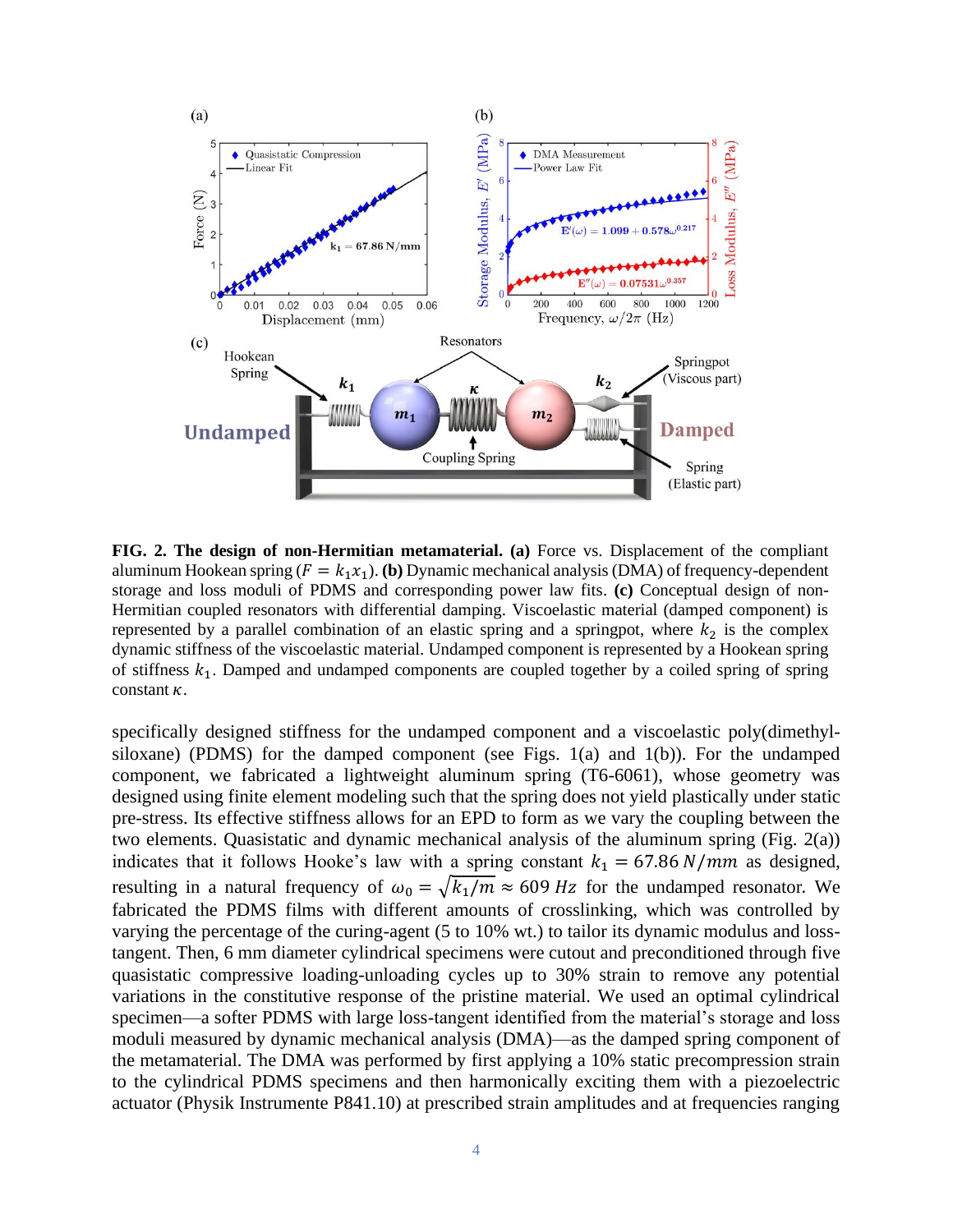**FIG. 2. The design of non-Hermitian metamaterial. (a)** Force vs. Displacement of the compliant aluminum Hookean spring ($F = k_1 x_1$). **(b)** Dynamic mechanical analysis (DMA) of frequency-dependent storage and loss moduli of PDMS and corresponding power law fits. **(c)** Conceptual design of non-Hermitian coupled resonators with differential damping. Viscoelastic material (damped component) is represented by a parallel combination of an elastic spring and a springpot, where $k_2$ is the complex dynamic stiffness of the viscoelastic material. Undamped component is represented by a Hookean spring of stiffness $k_1$. Damped and undamped components are coupled together by a coiled spring of spring constant $\kappa$.

specifically designed stiffness for the undamped component and a viscoelastic poly(dimethyl-siloxane) (PDMS) for the damped component (see Figs. 1(a) and 1(b)). For the undamped component, we fabricated a lightweight aluminum spring (T6-6061), whose geometry was designed using finite element modeling such that the spring does not yield plastically under static pre-stress. Its effective stiffness allows for an EPD to form as we vary the coupling between the two elements. Quasistatic and dynamic mechanical analysis of the aluminum spring (Fig. 2(a)) indicates that it follows Hooke's law with a spring constant $k_1 = 67.86\ N/mm$ as designed, resulting in a natural frequency of $\omega_0 = \sqrt{k_1/m} \approx 609\ Hz$ for the undamped resonator. We fabricated the PDMS films with different amounts of crosslinking, which was controlled by varying the percentage of the curing-agent (5 to 10% wt.) to tailor its dynamic modulus and loss-tangent. Then, 6 mm diameter cylindrical specimens were cutout and preconditioned through five quasistatic compressive loading-unloading cycles up to 30% strain to remove any potential variations in the constitutive response of the pristine material. We used an optimal cylindrical specimen—a softer PDMS with large loss-tangent identified from the material's storage and loss moduli measured by dynamic mechanical analysis (DMA)—as the damped spring component of the metamaterial. The DMA was performed by first applying a 10% static precompression strain to the cylindrical PDMS specimens and then harmonically exciting them with a piezoelectric actuator (Physik Instrumente P841.10) at prescribed strain amplitudes and at frequencies ranging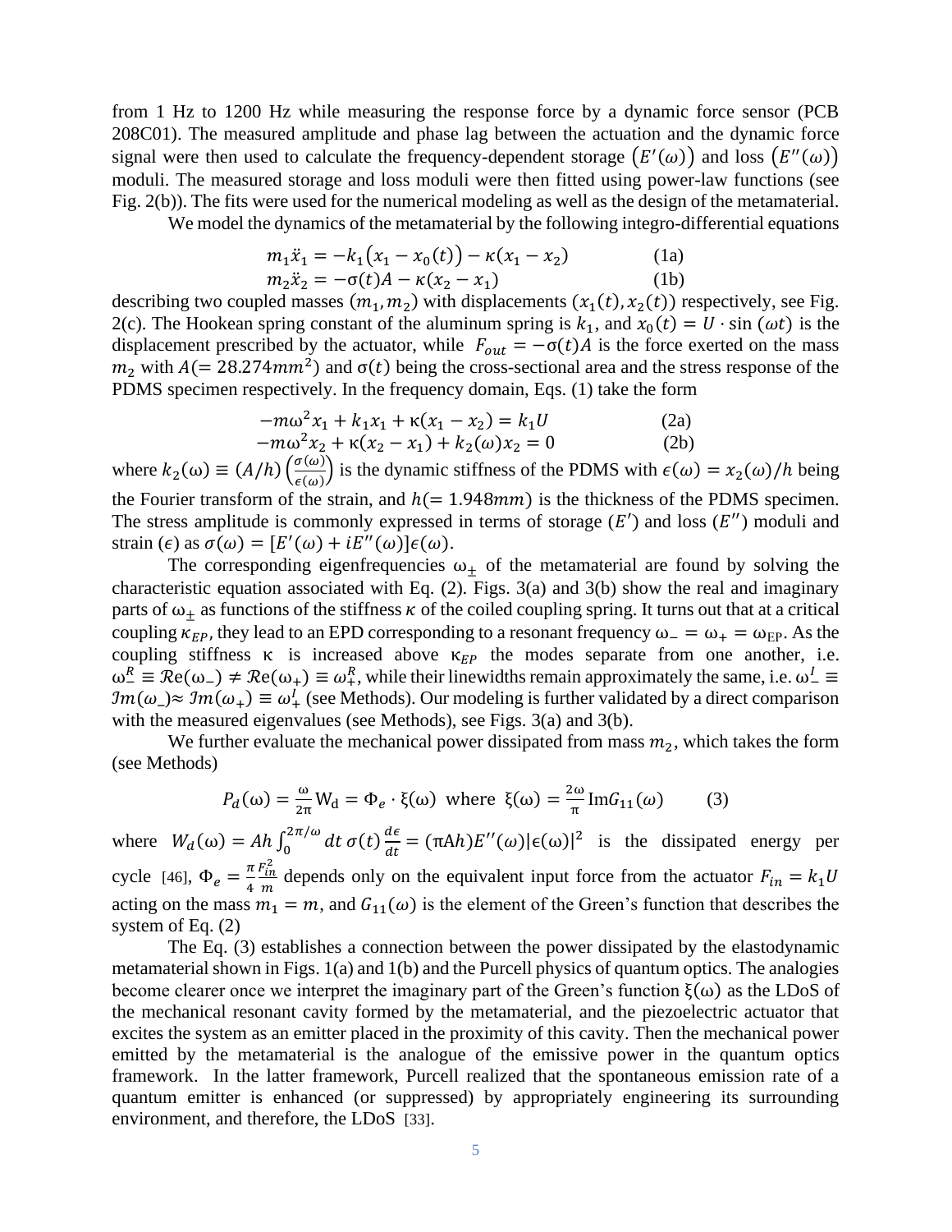from 1 Hz to 1200 Hz while measuring the response force by a dynamic force sensor (PCB 208C01). The measured amplitude and phase lag between the actuation and the dynamic force signal were then used to calculate the frequency-dependent storage $(E'(\omega))$ and loss $(E''(\omega))$ moduli. The measured storage and loss moduli were then fitted using power-law functions (see Fig. 2(b)). The fits were used for the numerical modeling as well as the design of the metamaterial.

We model the dynamics of the metamaterial by the following integro-differential equations

$$m_1\ddot{x}_1 = -k_1\big(x_1 - x_0(t)\big) - \kappa(x_1 - x_2) \qquad (1a)$$

$$m_2\ddot{x}_2 = -\sigma(t)A - \kappa(x_2 - x_1) \qquad (1b)$$

describing two coupled masses $(m_1, m_2)$ with displacements $(x_1(t), x_2(t))$ respectively, see Fig. 2(c). The Hookean spring constant of the aluminum spring is $k_1$, and $x_0(t) = U \cdot \sin(\omega t)$ is the displacement prescribed by the actuator, while $F_{out} = -\sigma(t)A$ is the force exerted on the mass $m_2$ with $A(= 28.274 mm^2)$ and $\sigma(t)$ being the cross-sectional area and the stress response of the PDMS specimen respectively. In the frequency domain, Eqs. (1) take the form

$$-m\omega^2 x_1 + k_1 x_1 + \kappa(x_1 - x_2) = k_1 U \qquad (2a)$$

$$-m\omega^2 x_2 + \kappa(x_2 - x_1) + k_2(\omega) x_2 = 0 \qquad (2b)$$

where $k_2(\omega) \equiv (A/h)\left(\frac{\sigma(\omega)}{\epsilon(\omega)}\right)$ is the dynamic stiffness of the PDMS with $\epsilon(\omega) = x_2(\omega)/h$ being the Fourier transform of the strain, and $h(= 1.948 mm)$ is the thickness of the PDMS specimen. The stress amplitude is commonly expressed in terms of storage $(E')$ and loss $(E'')$ moduli and strain $(\epsilon)$ as $\sigma(\omega) = [E'(\omega) + iE''(\omega)]\epsilon(\omega)$.

The corresponding eigenfrequencies $\omega_\pm$ of the metamaterial are found by solving the characteristic equation associated with Eq. (2). Figs. 3(a) and 3(b) show the real and imaginary parts of $\omega_\pm$ as functions of the stiffness $\kappa$ of the coiled coupling spring. It turns out that at a critical coupling $\kappa_{EP}$, they lead to an EPD corresponding to a resonant frequency $\omega_- = \omega_+ = \omega_{EP}$. As the coupling stiffness $\kappa$ is increased above $\kappa_{EP}$ the modes separate from one another, i.e. $\omega_-^R \equiv \mathcal{R}e(\omega_-) \neq \mathcal{R}e(\omega_+) \equiv \omega_+^R$, while their linewidths remain approximately the same, i.e. $\omega_-^I \equiv \mathcal{I}m(\omega_-) \approx \mathcal{I}m(\omega_+) \equiv \omega_+^I$ (see Methods). Our modeling is further validated by a direct comparison with the measured eigenvalues (see Methods), see Figs. 3(a) and 3(b).

We further evaluate the mechanical power dissipated from mass $m_2$, which takes the form (see Methods)

$$P_d(\omega) = \frac{\omega}{2\pi} W_d = \Phi_e \cdot \xi(\omega) \;\text{ where }\; \xi(\omega) = \frac{2\omega}{\pi} \mathrm{Im} G_{11}(\omega) \qquad (3)$$

where $W_d(\omega) = Ah\int_0^{2\pi/\omega} dt\, \sigma(t)\frac{d\epsilon}{dt} = (\pi A h)E''(\omega)|\epsilon(\omega)|^2$ is the dissipated energy per cycle [46], $\Phi_e = \frac{\pi}{4}\frac{F_{in}^2}{m}$ depends only on the equivalent input force from the actuator $F_{in} = k_1 U$ acting on the mass $m_1 = m$, and $G_{11}(\omega)$ is the element of the Green's function that describes the system of Eq. (2)

The Eq. (3) establishes a connection between the power dissipated by the elastodynamic metamaterial shown in Figs. 1(a) and 1(b) and the Purcell physics of quantum optics. The analogies become clearer once we interpret the imaginary part of the Green's function $\xi(\omega)$ as the LDoS of the mechanical resonant cavity formed by the metamaterial, and the piezoelectric actuator that excites the system as an emitter placed in the proximity of this cavity. Then the mechanical power emitted by the metamaterial is the analogue of the emissive power in the quantum optics framework. In the latter framework, Purcell realized that the spontaneous emission rate of a quantum emitter is enhanced (or suppressed) by appropriately engineering its surrounding environment, and therefore, the LDoS [33].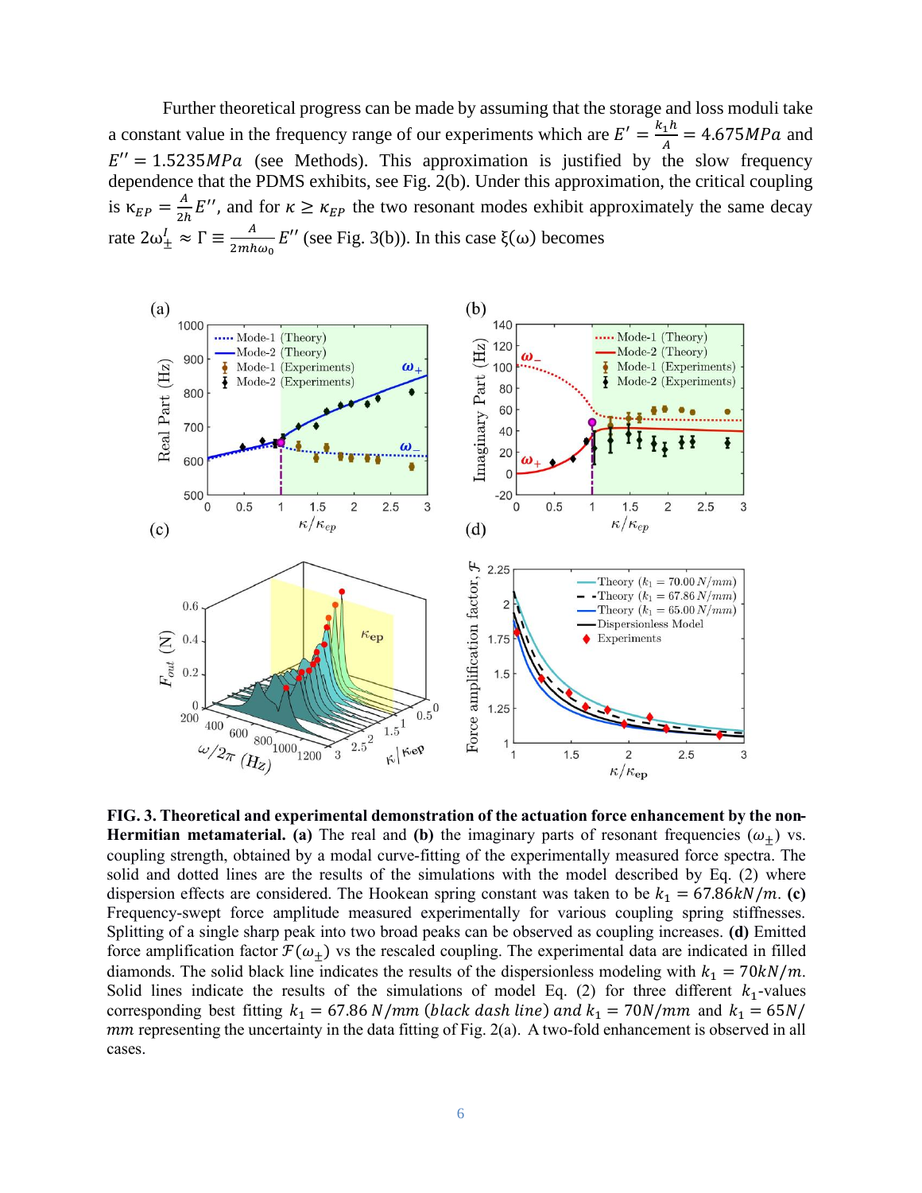Further theoretical progress can be made by assuming that the storage and loss moduli take a constant value in the frequency range of our experiments which are $E' = \frac{k_1 h}{A} = 4.675MPa$ and $E'' = 1.5235MPa$ (see Methods). This approximation is justified by the slow frequency dependence that the PDMS exhibits, see Fig. 2(b). Under this approximation, the critical coupling is $\kappa_{EP} = \frac{A}{2h}E''$, and for $\kappa \geq \kappa_{EP}$ the two resonant modes exhibit approximately the same decay rate $2\omega_{\pm}^{I} \approx \Gamma \equiv \frac{A}{2mh\omega_0}E''$ (see Fig. 3(b)). In this case $\xi(\omega)$ becomes

**FIG. 3. Theoretical and experimental demonstration of the actuation force enhancement by the non-Hermitian metamaterial.** **(a)** The real and **(b)** the imaginary parts of resonant frequencies ($\omega_{\pm}$) vs. coupling strength, obtained by a modal curve-fitting of the experimentally measured force spectra. The solid and dotted lines are the results of the simulations with the model described by Eq. (2) where dispersion effects are considered. The Hookean spring constant was taken to be $k_1 = 67.86kN/m$. **(c)** Frequency-swept force amplitude measured experimentally for various coupling spring stiffnesses. Splitting of a single sharp peak into two broad peaks can be observed as coupling increases. **(d)** Emitted force amplification factor $\mathcal{F}(\omega_{\pm})$ vs the rescaled coupling. The experimental data are indicated in filled diamonds. The solid black line indicates the results of the dispersionless modeling with $k_1 = 70kN/m$. Solid lines indicate the results of the simulations of model Eq. (2) for three different $k_1$-values corresponding best fitting $k_1 = 67.86\ N/mm$ (*black dash line*) *and* $k_1 = 70N/mm$ and $k_1 = 65N/mm$ representing the uncertainty in the data fitting of Fig. 2(a). A two-fold enhancement is observed in all cases.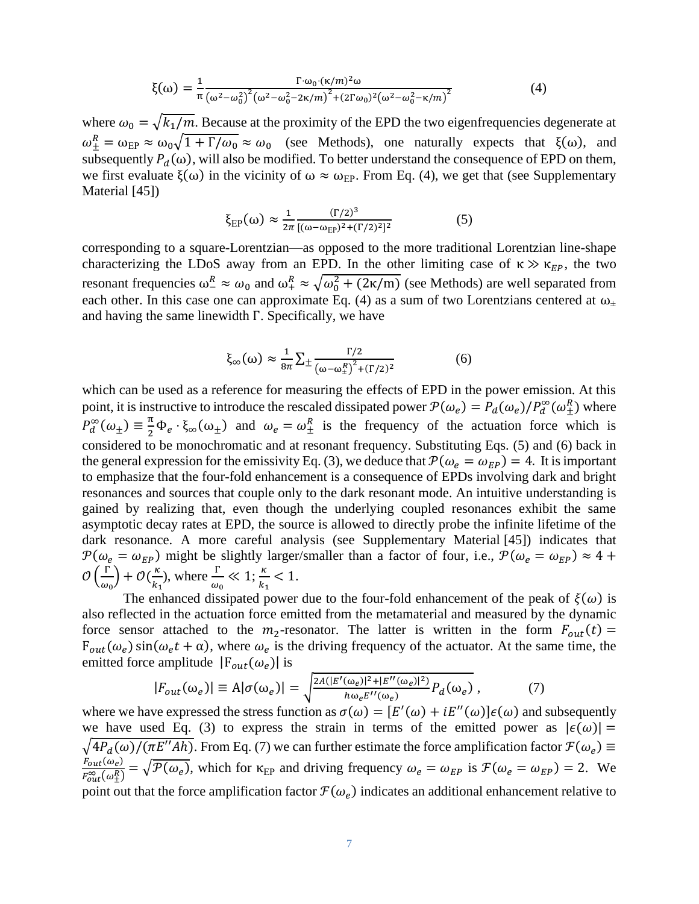$$\xi(\omega) = \frac{1}{\pi}\frac{\Gamma\cdot\omega_0\cdot(\kappa/m)^2\omega}{\left(\omega^2-\omega_0^2\right)^2\left(\omega^2-\omega_0^2-2\kappa/m\right)^2+(2\Gamma\omega_0)^2\left(\omega^2-\omega_0^2-\kappa/m\right)^2} \qquad (4)$$

where $\omega_0 = \sqrt{k_1/m}$. Because at the proximity of the EPD the two eigenfrequencies degenerate at $\omega_\pm^R = \omega_{\mathrm{EP}} \approx \omega_0\sqrt{1+\Gamma/\omega_0} \approx \omega_0$ (see Methods), one naturally expects that $\xi(\omega)$, and subsequently $P_d(\omega)$, will also be modified. To better understand the consequence of EPD on them, we first evaluate $\xi(\omega)$ in the vicinity of $\omega \approx \omega_{\mathrm{EP}}$. From Eq. (4), we get that (see Supplementary Material [45])

$$\xi_{\mathrm{EP}}(\omega) \approx \frac{1}{2\pi}\frac{(\Gamma/2)^3}{[(\omega-\omega_{\mathrm{EP}})^2+(\Gamma/2)^2]^2} \qquad (5)$$

corresponding to a square-Lorentzian—as opposed to the more traditional Lorentzian line-shape characterizing the LDoS away from an EPD. In the other limiting case of $\kappa \gg \kappa_{EP}$, the two resonant frequencies $\omega_-^R \approx \omega_0$ and $\omega_+^R \approx \sqrt{\omega_0^2+(2\kappa/\mathrm{m})}$ (see Methods) are well separated from each other. In this case one can approximate Eq. (4) as a sum of two Lorentzians centered at $\omega_\pm$ and having the same linewidth $\Gamma$. Specifically, we have

$$\xi_\infty(\omega) \approx \frac{1}{8\pi}\sum\nolimits_\pm \frac{\Gamma/2}{\left(\omega-\omega_\pm^R\right)^2+(\Gamma/2)^2} \qquad (6)$$

which can be used as a reference for measuring the effects of EPD in the power emission. At this point, it is instructive to introduce the rescaled dissipated power $\mathcal{P}(\omega_e) = P_d(\omega_e)/P_d^\infty(\omega_\pm^R)$ where $P_d^\infty(\omega_\pm) \equiv \frac{\pi}{2}\Phi_e\cdot\xi_\infty(\omega_\pm)$ and $\omega_e = \omega_\pm^R$ is the frequency of the actuation force which is considered to be monochromatic and at resonant frequency. Substituting Eqs. (5) and (6) back in the general expression for the emissivity Eq. (3), we deduce that $\mathcal{P}(\omega_e = \omega_{EP}) = 4$. It is important to emphasize that the four-fold enhancement is a consequence of EPDs involving dark and bright resonances and sources that couple only to the dark resonant mode. An intuitive understanding is gained by realizing that, even though the underlying coupled resonances exhibit the same asymptotic decay rates at EPD, the source is allowed to directly probe the infinite lifetime of the dark resonance. A more careful analysis (see Supplementary Material [45]) indicates that $\mathcal{P}(\omega_e = \omega_{EP})$ might be slightly larger/smaller than a factor of four, i.e., $\mathcal{P}(\omega_e = \omega_{EP}) \approx 4 + \mathcal{O}\left(\frac{\Gamma}{\omega_0}\right) + \mathcal{O}(\frac{\kappa}{k_1})$, where $\frac{\Gamma}{\omega_0} \ll 1; \frac{\kappa}{k_1} < 1$.

The enhanced dissipated power due to the four-fold enhancement of the peak of $\xi(\omega)$ is also reflected in the actuation force emitted from the metamaterial and measured by the dynamic force sensor attached to the $m_2$-resonator. The latter is written in the form $F_{out}(t) = \mathrm{F}_{out}(\omega_e)\sin(\omega_e t + \alpha)$, where $\omega_e$ is the driving frequency of the actuator. At the same time, the emitted force amplitude $|\mathrm{F}_{out}(\omega_e)|$ is

$$|F_{out}(\omega_e)| \equiv \mathrm{A}|\sigma(\omega_e)| = \sqrt{\frac{2A(|E'(\omega_e)|^2+|E''(\omega_e)|^2)}{h\omega_e E''(\omega_e)}P_d(\omega_e)}\,, \qquad (7)$$

where we have expressed the stress function as $\sigma(\omega) = [E'(\omega) + iE''(\omega)]\epsilon(\omega)$ and subsequently we have used Eq. (3) to express the strain in terms of the emitted power as $|\epsilon(\omega)| = \sqrt{4P_d(\omega)/(\pi E'' Ah)}$. From Eq. (7) we can further estimate the force amplification factor $\mathcal{F}(\omega_e) \equiv \frac{F_{out}(\omega_e)}{F_{out}^\infty(\omega_\pm^R)} = \sqrt{\mathcal{P}(\omega_e)}$, which for $\kappa_{\mathrm{EP}}$ and driving frequency $\omega_e = \omega_{EP}$ is $\mathcal{F}(\omega_e = \omega_{EP}) = 2$. We point out that the force amplification factor $\mathcal{F}(\omega_e)$ indicates an additional enhancement relative to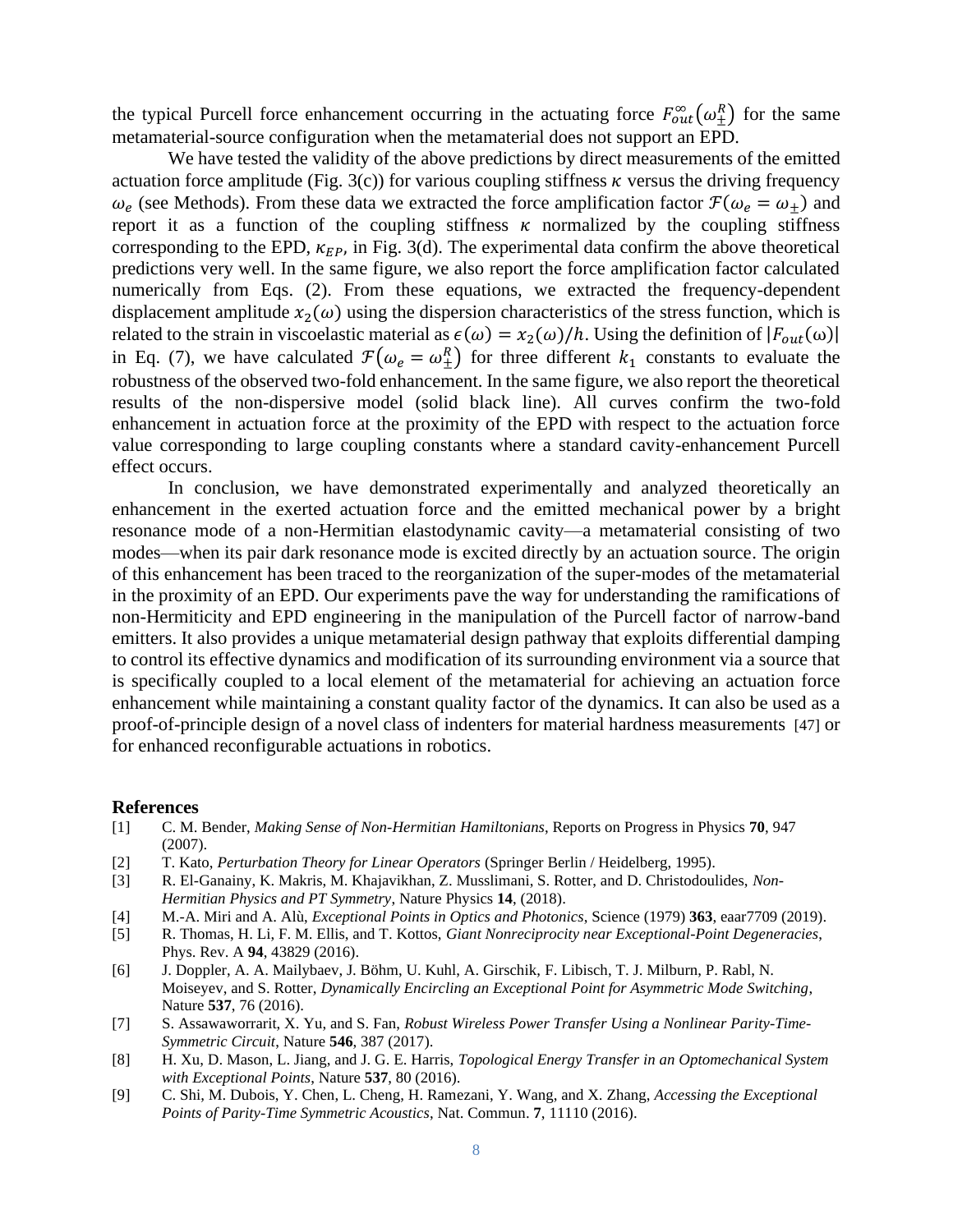the typical Purcell force enhancement occurring in the actuating force $F_{out}^{\infty}(\omega_{\pm}^{R})$ for the same metamaterial-source configuration when the metamaterial does not support an EPD.

We have tested the validity of the above predictions by direct measurements of the emitted actuation force amplitude (Fig. 3(c)) for various coupling stiffness $\kappa$ versus the driving frequency $\omega_e$ (see Methods). From these data we extracted the force amplification factor $\mathcal{F}(\omega_e = \omega_{\pm})$ and report it as a function of the coupling stiffness $\kappa$ normalized by the coupling stiffness corresponding to the EPD, $\kappa_{EP}$, in Fig. 3(d). The experimental data confirm the above theoretical predictions very well. In the same figure, we also report the force amplification factor calculated numerically from Eqs. (2). From these equations, we extracted the frequency-dependent displacement amplitude $x_2(\omega)$ using the dispersion characteristics of the stress function, which is related to the strain in viscoelastic material as $\epsilon(\omega) = x_2(\omega)/h$. Using the definition of $|F_{out}(\omega)|$ in Eq. (7), we have calculated $\mathcal{F}(\omega_e = \omega_{\pm}^{R})$ for three different $k_1$ constants to evaluate the robustness of the observed two-fold enhancement. In the same figure, we also report the theoretical results of the non-dispersive model (solid black line). All curves confirm the two-fold enhancement in actuation force at the proximity of the EPD with respect to the actuation force value corresponding to large coupling constants where a standard cavity-enhancement Purcell effect occurs.

In conclusion, we have demonstrated experimentally and analyzed theoretically an enhancement in the exerted actuation force and the emitted mechanical power by a bright resonance mode of a non-Hermitian elastodynamic cavity—a metamaterial consisting of two modes—when its pair dark resonance mode is excited directly by an actuation source. The origin of this enhancement has been traced to the reorganization of the super-modes of the metamaterial in the proximity of an EPD. Our experiments pave the way for understanding the ramifications of non-Hermiticity and EPD engineering in the manipulation of the Purcell factor of narrow-band emitters. It also provides a unique metamaterial design pathway that exploits differential damping to control its effective dynamics and modification of its surrounding environment via a source that is specifically coupled to a local element of the metamaterial for achieving an actuation force enhancement while maintaining a constant quality factor of the dynamics. It can also be used as a proof-of-principle design of a novel class of indenters for material hardness measurements [47] or for enhanced reconfigurable actuations in robotics.

## References

[1] C. M. Bender, *Making Sense of Non-Hermitian Hamiltonians*, Reports on Progress in Physics **70**, 947 (2007).

[2] T. Kato, *Perturbation Theory for Linear Operators* (Springer Berlin / Heidelberg, 1995).

[3] R. El-Ganainy, K. Makris, M. Khajavikhan, Z. Musslimani, S. Rotter, and D. Christodoulides, *Non-Hermitian Physics and PT Symmetry*, Nature Physics **14**, (2018).

[4] M.-A. Miri and A. Alù, *Exceptional Points in Optics and Photonics*, Science (1979) **363**, eaar7709 (2019).

[5] R. Thomas, H. Li, F. M. Ellis, and T. Kottos, *Giant Nonreciprocity near Exceptional-Point Degeneracies*, Phys. Rev. A **94**, 43829 (2016).

[6] J. Doppler, A. A. Mailybaev, J. Böhm, U. Kuhl, A. Girschik, F. Libisch, T. J. Milburn, P. Rabl, N. Moiseyev, and S. Rotter, *Dynamically Encircling an Exceptional Point for Asymmetric Mode Switching*, Nature **537**, 76 (2016).

[7] S. Assawaworrarit, X. Yu, and S. Fan, *Robust Wireless Power Transfer Using a Nonlinear Parity-Time-Symmetric Circuit*, Nature **546**, 387 (2017).

[8] H. Xu, D. Mason, L. Jiang, and J. G. E. Harris, *Topological Energy Transfer in an Optomechanical System with Exceptional Points*, Nature **537**, 80 (2016).

[9] C. Shi, M. Dubois, Y. Chen, L. Cheng, H. Ramezani, Y. Wang, and X. Zhang, *Accessing the Exceptional Points of Parity-Time Symmetric Acoustics*, Nat. Commun. **7**, 11110 (2016).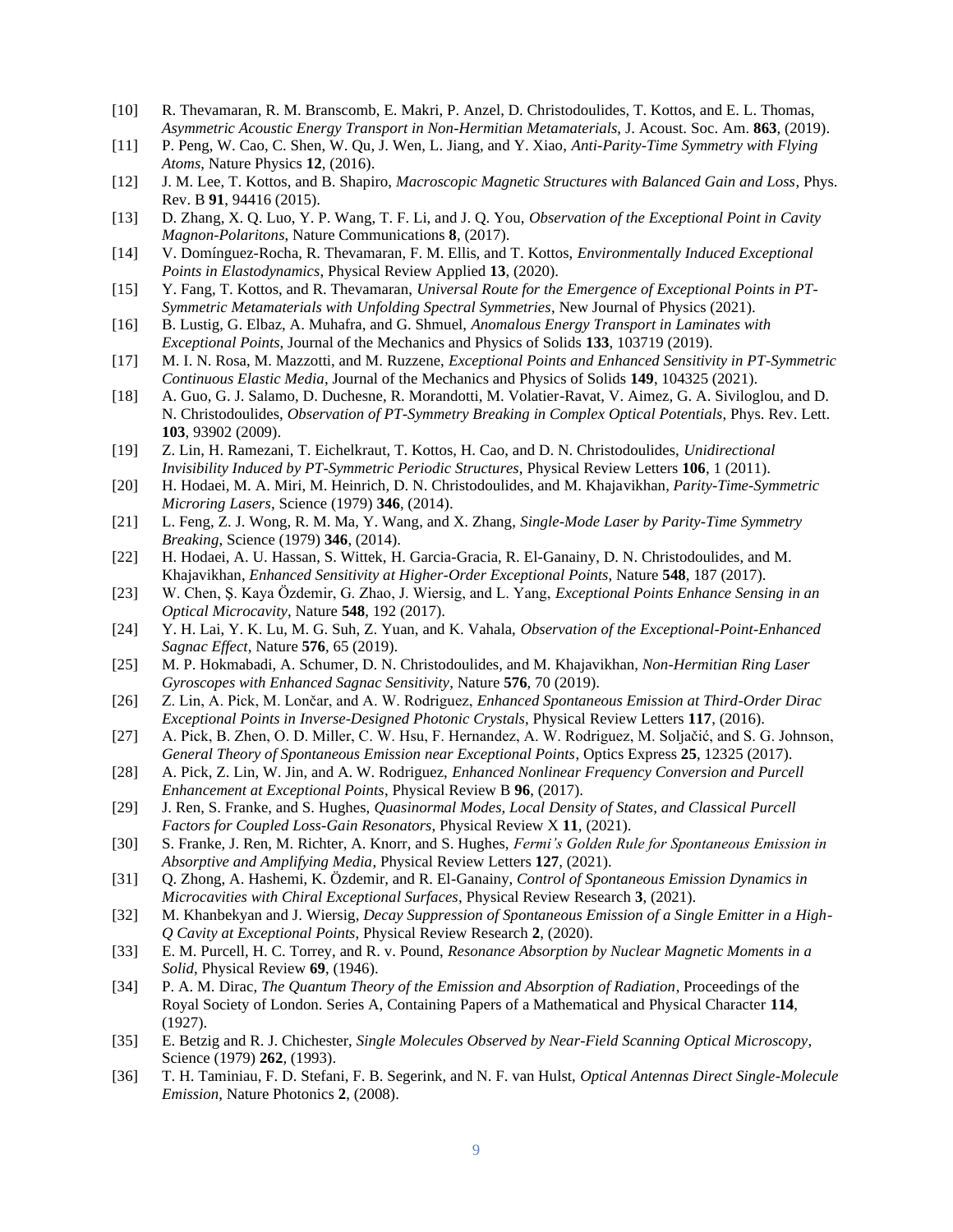[10] R. Thevamaran, R. M. Branscomb, E. Makri, P. Anzel, D. Christodoulides, T. Kottos, and E. L. Thomas, *Asymmetric Acoustic Energy Transport in Non-Hermitian Metamaterials*, J. Acoust. Soc. Am. **863**, (2019).

[11] P. Peng, W. Cao, C. Shen, W. Qu, J. Wen, L. Jiang, and Y. Xiao, *Anti-Parity-Time Symmetry with Flying Atoms*, Nature Physics **12**, (2016).

[12] J. M. Lee, T. Kottos, and B. Shapiro, *Macroscopic Magnetic Structures with Balanced Gain and Loss*, Phys. Rev. B **91**, 94416 (2015).

[13] D. Zhang, X. Q. Luo, Y. P. Wang, T. F. Li, and J. Q. You, *Observation of the Exceptional Point in Cavity Magnon-Polaritons*, Nature Communications **8**, (2017).

[14] V. Domínguez-Rocha, R. Thevamaran, F. M. Ellis, and T. Kottos, *Environmentally Induced Exceptional Points in Elastodynamics*, Physical Review Applied **13**, (2020).

[15] Y. Fang, T. Kottos, and R. Thevamaran, *Universal Route for the Emergence of Exceptional Points in PT-Symmetric Metamaterials with Unfolding Spectral Symmetries*, New Journal of Physics (2021).

[16] B. Lustig, G. Elbaz, A. Muhafra, and G. Shmuel, *Anomalous Energy Transport in Laminates with Exceptional Points*, Journal of the Mechanics and Physics of Solids **133**, 103719 (2019).

[17] M. I. N. Rosa, M. Mazzotti, and M. Ruzzene, *Exceptional Points and Enhanced Sensitivity in PT-Symmetric Continuous Elastic Media*, Journal of the Mechanics and Physics of Solids **149**, 104325 (2021).

[18] A. Guo, G. J. Salamo, D. Duchesne, R. Morandotti, M. Volatier-Ravat, V. Aimez, G. A. Siviloglou, and D. N. Christodoulides, *Observation of PT-Symmetry Breaking in Complex Optical Potentials*, Phys. Rev. Lett. **103**, 93902 (2009).

[19] Z. Lin, H. Ramezani, T. Eichelkraut, T. Kottos, H. Cao, and D. N. Christodoulides, *Unidirectional Invisibility Induced by PT-Symmetric Periodic Structures*, Physical Review Letters **106**, 1 (2011).

[20] H. Hodaei, M. A. Miri, M. Heinrich, D. N. Christodoulides, and M. Khajavikhan, *Parity-Time-Symmetric Microring Lasers*, Science (1979) **346**, (2014).

[21] L. Feng, Z. J. Wong, R. M. Ma, Y. Wang, and X. Zhang, *Single-Mode Laser by Parity-Time Symmetry Breaking*, Science (1979) **346**, (2014).

[22] H. Hodaei, A. U. Hassan, S. Wittek, H. Garcia-Gracia, R. El-Ganainy, D. N. Christodoulides, and M. Khajavikhan, *Enhanced Sensitivity at Higher-Order Exceptional Points*, Nature **548**, 187 (2017).

[23] W. Chen, Ş. Kaya Özdemir, G. Zhao, J. Wiersig, and L. Yang, *Exceptional Points Enhance Sensing in an Optical Microcavity*, Nature **548**, 192 (2017).

[24] Y. H. Lai, Y. K. Lu, M. G. Suh, Z. Yuan, and K. Vahala, *Observation of the Exceptional-Point-Enhanced Sagnac Effect*, Nature **576**, 65 (2019).

[25] M. P. Hokmabadi, A. Schumer, D. N. Christodoulides, and M. Khajavikhan, *Non-Hermitian Ring Laser Gyroscopes with Enhanced Sagnac Sensitivity*, Nature **576**, 70 (2019).

[26] Z. Lin, A. Pick, M. Lončar, and A. W. Rodriguez, *Enhanced Spontaneous Emission at Third-Order Dirac Exceptional Points in Inverse-Designed Photonic Crystals*, Physical Review Letters **117**, (2016).

[27] A. Pick, B. Zhen, O. D. Miller, C. W. Hsu, F. Hernandez, A. W. Rodriguez, M. Soljačić, and S. G. Johnson, *General Theory of Spontaneous Emission near Exceptional Points*, Optics Express **25**, 12325 (2017).

[28] A. Pick, Z. Lin, W. Jin, and A. W. Rodriguez, *Enhanced Nonlinear Frequency Conversion and Purcell Enhancement at Exceptional Points*, Physical Review B **96**, (2017).

[29] J. Ren, S. Franke, and S. Hughes, *Quasinormal Modes, Local Density of States, and Classical Purcell Factors for Coupled Loss-Gain Resonators*, Physical Review X **11**, (2021).

[30] S. Franke, J. Ren, M. Richter, A. Knorr, and S. Hughes, *Fermi's Golden Rule for Spontaneous Emission in Absorptive and Amplifying Media*, Physical Review Letters **127**, (2021).

[31] Q. Zhong, A. Hashemi, K. Özdemir, and R. El-Ganainy, *Control of Spontaneous Emission Dynamics in Microcavities with Chiral Exceptional Surfaces*, Physical Review Research **3**, (2021).

[32] M. Khanbekyan and J. Wiersig, *Decay Suppression of Spontaneous Emission of a Single Emitter in a High-Q Cavity at Exceptional Points*, Physical Review Research **2**, (2020).

[33] E. M. Purcell, H. C. Torrey, and R. v. Pound, *Resonance Absorption by Nuclear Magnetic Moments in a Solid*, Physical Review **69**, (1946).

[34] P. A. M. Dirac, *The Quantum Theory of the Emission and Absorption of Radiation*, Proceedings of the Royal Society of London. Series A, Containing Papers of a Mathematical and Physical Character **114**, (1927).

[35] E. Betzig and R. J. Chichester, *Single Molecules Observed by Near-Field Scanning Optical Microscopy*, Science (1979) **262**, (1993).

[36] T. H. Taminiau, F. D. Stefani, F. B. Segerink, and N. F. van Hulst, *Optical Antennas Direct Single-Molecule Emission*, Nature Photonics **2**, (2008).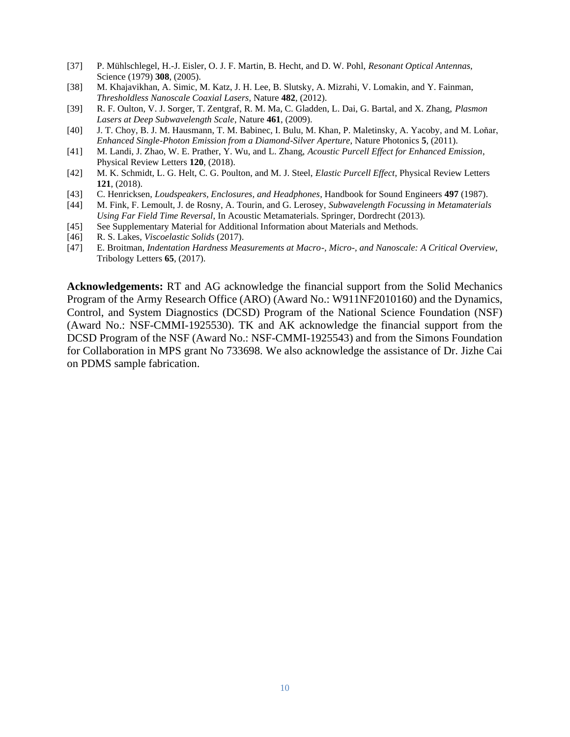[37] P. Mühlschlegel, H.-J. Eisler, O. J. F. Martin, B. Hecht, and D. W. Pohl, *Resonant Optical Antennas*, Science (1979) **308**, (2005).

[38] M. Khajavikhan, A. Simic, M. Katz, J. H. Lee, B. Slutsky, A. Mizrahi, V. Lomakin, and Y. Fainman, *Thresholdless Nanoscale Coaxial Lasers*, Nature **482**, (2012).

[39] R. F. Oulton, V. J. Sorger, T. Zentgraf, R. M. Ma, C. Gladden, L. Dai, G. Bartal, and X. Zhang, *Plasmon Lasers at Deep Subwavelength Scale*, Nature **461**, (2009).

[40] J. T. Choy, B. J. M. Hausmann, T. M. Babinec, I. Bulu, M. Khan, P. Maletinsky, A. Yacoby, and M. Lončar, *Enhanced Single-Photon Emission from a Diamond-Silver Aperture*, Nature Photonics **5**, (2011).

[41] M. Landi, J. Zhao, W. E. Prather, Y. Wu, and L. Zhang, *Acoustic Purcell Effect for Enhanced Emission*, Physical Review Letters **120**, (2018).

[42] M. K. Schmidt, L. G. Helt, C. G. Poulton, and M. J. Steel, *Elastic Purcell Effect*, Physical Review Letters **121**, (2018).

[43] C. Henricksen, *Loudspeakers, Enclosures, and Headphones*, Handbook for Sound Engineers **497** (1987).

[44] M. Fink, F. Lemoult, J. de Rosny, A. Tourin, and G. Lerosey, *Subwavelength Focussing in Metamaterials Using Far Field Time Reversal*, In Acoustic Metamaterials. Springer, Dordrecht (2013).

[45] See Supplementary Material for Additional Information about Materials and Methods.

[46] R. S. Lakes, *Viscoelastic Solids* (2017).

[47] E. Broitman, *Indentation Hardness Measurements at Macro-, Micro-, and Nanoscale: A Critical Overview*, Tribology Letters **65**, (2017).

**Acknowledgements:** RT and AG acknowledge the financial support from the Solid Mechanics Program of the Army Research Office (ARO) (Award No.: W911NF2010160) and the Dynamics, Control, and System Diagnostics (DCSD) Program of the National Science Foundation (NSF) (Award No.: NSF-CMMI-1925530). TK and AK acknowledge the financial support from the DCSD Program of the NSF (Award No.: NSF-CMMI-1925543) and from the Simons Foundation for Collaboration in MPS grant No 733698. We also acknowledge the assistance of Dr. Jizhe Cai on PDMS sample fabrication.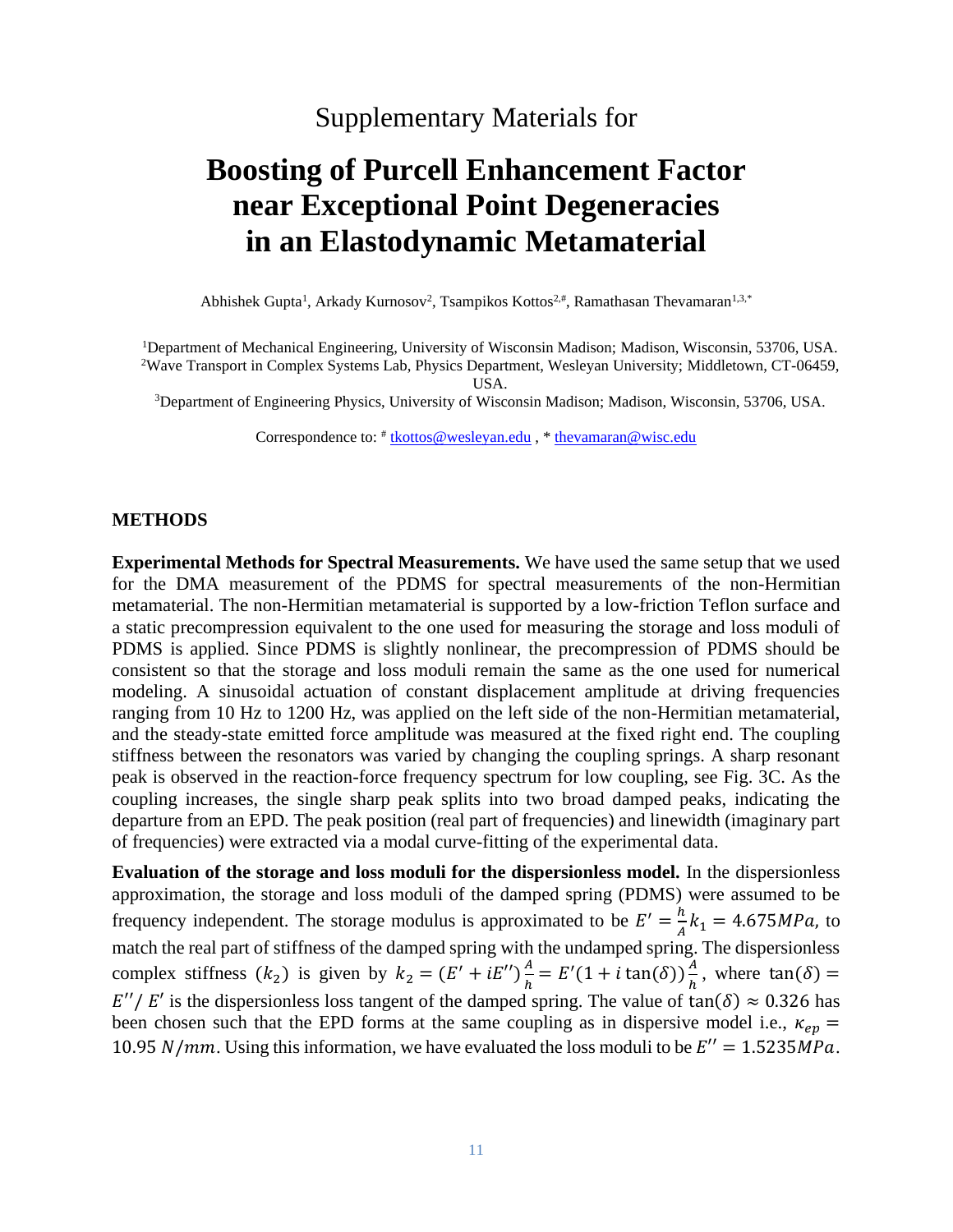Supplementary Materials for

# Boosting of Purcell Enhancement Factor near Exceptional Point Degeneracies in an Elastodynamic Metamaterial

Abhishek Gupta[1], Arkady Kurnosov[2], Tsampikos Kottos[2,#], Ramathasan Thevamaran[1,3,*]

[1]Department of Mechanical Engineering, University of Wisconsin Madison; Madison, Wisconsin, 53706, USA.
[2]Wave Transport in Complex Systems Lab, Physics Department, Wesleyan University; Middletown, CT-06459, USA.
[3]Department of Engineering Physics, University of Wisconsin Madison; Madison, Wisconsin, 53706, USA.

Correspondence to: # tkottos@wesleyan.edu , * thevamaran@wisc.edu

## METHODS

**Experimental Methods for Spectral Measurements.** We have used the same setup that we used for the DMA measurement of the PDMS for spectral measurements of the non-Hermitian metamaterial. The non-Hermitian metamaterial is supported by a low-friction Teflon surface and a static precompression equivalent to the one used for measuring the storage and loss moduli of PDMS is applied. Since PDMS is slightly nonlinear, the precompression of PDMS should be consistent so that the storage and loss moduli remain the same as the one used for numerical modeling. A sinusoidal actuation of constant displacement amplitude at driving frequencies ranging from 10 Hz to 1200 Hz, was applied on the left side of the non-Hermitian metamaterial, and the steady-state emitted force amplitude was measured at the fixed right end. The coupling stiffness between the resonators was varied by changing the coupling springs. A sharp resonant peak is observed in the reaction-force frequency spectrum for low coupling, see Fig. 3C. As the coupling increases, the single sharp peak splits into two broad damped peaks, indicating the departure from an EPD. The peak position (real part of frequencies) and linewidth (imaginary part of frequencies) were extracted via a modal curve-fitting of the experimental data.

**Evaluation of the storage and loss moduli for the dispersionless model.** In the dispersionless approximation, the storage and loss moduli of the damped spring (PDMS) were assumed to be frequency independent. The storage modulus is approximated to be $E' = \frac{h}{A}k_1 = 4.675MPa,$ to match the real part of stiffness of the damped spring with the undamped spring. The dispersionless complex stiffness ($k_2$) is given by $k_2 = (E' + iE'')\frac{A}{h} = E'(1 + i\tan(\delta))\frac{A}{h}$, where $\tan(\delta) = E''/E'$ is the dispersionless loss tangent of the damped spring. The value of $\tan(\delta) \approx 0.326$ has been chosen such that the EPD forms at the same coupling as in dispersive model i.e., $\kappa_{ep} = 10.95\ N/mm$. Using this information, we have evaluated the loss moduli to be $E'' = 1.5235MPa$.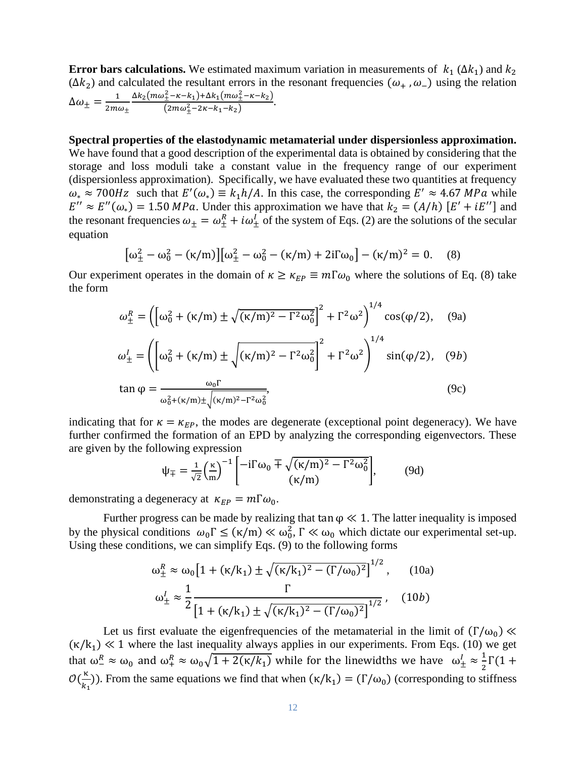**Error bars calculations.** We estimated maximum variation in measurements of $k_1$ ($\Delta k_1$) and $k_2$ ($\Delta k_2$) and calculated the resultant errors in the resonant frequencies ($\omega_+$ , $\omega_-$) using the relation $\Delta\omega_{\pm} = \frac{1}{2m\omega_{\pm}} \frac{\Delta k_2 (m\omega_{\pm}^2 - \kappa - k_1) + \Delta k_1 (m\omega_{\pm}^2 - \kappa - k_2)}{(2m\omega_{\pm}^2 - 2\kappa - k_1 - k_2)}$.

**Spectral properties of the elastodynamic metamaterial under dispersionless approximation.** We have found that a good description of the experimental data is obtained by considering that the storage and loss moduli take a constant value in the frequency range of our experiment (dispersionless approximation). Specifically, we have evaluated these two quantities at frequency $\omega_* \approx 700Hz$ such that $E'(\omega_*) \equiv k_1 h/A$. In this case, the corresponding $E' \approx 4.67\ MPa$ while $E'' \approx E''(\omega_*) = 1.50\ MPa$. Under this approximation we have that $k_2 = (A/h)\ [E' + iE'']$ and the resonant frequencies $\omega_{\pm} = \omega_{\pm}^R + i\omega_{\pm}^I$ of the system of Eqs. (2) are the solutions of the secular equation

$$\left[\omega_{\pm}^2 - \omega_0^2 - (\kappa/m)\right]\left[\omega_{\pm}^2 - \omega_0^2 - (\kappa/m) + 2i\Gamma\omega_0\right] - (\kappa/m)^2 = 0. \quad (8)$$

Our experiment operates in the domain of $\kappa \geq \kappa_{EP} \equiv m\Gamma\omega_0$ where the solutions of Eq. (8) take the form

$$\omega_{\pm}^R = \left(\left[\omega_0^2 + (\kappa/m) \pm \sqrt{(\kappa/m)^2 - \Gamma^2\omega_0^2}\right]^2 + \Gamma^2\omega^2\right)^{1/4} \cos(\varphi/2), \quad (9a)$$

$$\omega_{\pm}^I = \left(\left[\omega_0^2 + (\kappa/m) \pm \sqrt{(\kappa/m)^2 - \Gamma^2\omega_0^2}\right]^2 + \Gamma^2\omega^2\right)^{1/4} \sin(\varphi/2), \quad (9b)$$

$$\tan\varphi = \frac{\omega_0\Gamma}{\omega_0^2 + (\kappa/m) \pm \sqrt{(\kappa/m)^2 - \Gamma^2\omega_0^2}}, \quad (9c)$$

indicating that for $\kappa = \kappa_{EP}$, the modes are degenerate (exceptional point degeneracy). We have further confirmed the formation of an EPD by analyzing the corresponding eigenvectors. These are given by the following expression

$$\psi_{\mp} = \frac{1}{\sqrt{2}}\left(\frac{\kappa}{m}\right)^{-1}\begin{bmatrix} -i\Gamma\omega_0 \mp \sqrt{(\kappa/m)^2 - \Gamma^2\omega_0^2} \\ (\kappa/m) \end{bmatrix}, \quad (9d)$$

demonstrating a degeneracy at $\kappa_{EP} = m\Gamma\omega_0$.

Further progress can be made by realizing that $\tan\varphi \ll 1$. The latter inequality is imposed by the physical conditions $\omega_0\Gamma \leq (\kappa/m) \ll \omega_0^2$, $\Gamma \ll \omega_0$ which dictate our experimental set-up. Using these conditions, we can simplify Eqs. (9) to the following forms

$$\omega_{\pm}^R \approx \omega_0\left[1 + (\kappa/k_1) \pm \sqrt{(\kappa/k_1)^2 - (\Gamma/\omega_0)^2}\right]^{1/2}, \quad (10a)$$

$$\omega_{\pm}^I \approx \frac{1}{2}\frac{\Gamma}{\left[1 + (\kappa/k_1) \pm \sqrt{(\kappa/k_1)^2 - (\Gamma/\omega_0)^2}\right]^{1/2}}, \quad (10b)$$

Let us first evaluate the eigenfrequencies of the metamaterial in the limit of $(\Gamma/\omega_0) \ll (\kappa/k_1) \ll 1$ where the last inequality always applies in our experiments. From Eqs. (10) we get that $\omega_-^R \approx \omega_0$ and $\omega_+^R \approx \omega_0\sqrt{1 + 2(\kappa/k_1)}$ while for the linewidths we have $\omega_{\pm}^I \approx \frac{1}{2}\Gamma(1 + \mathcal{O}(\frac{\kappa}{k_1}))$. From the same equations we find that when $(\kappa/k_1) = (\Gamma/\omega_0)$ (corresponding to stiffness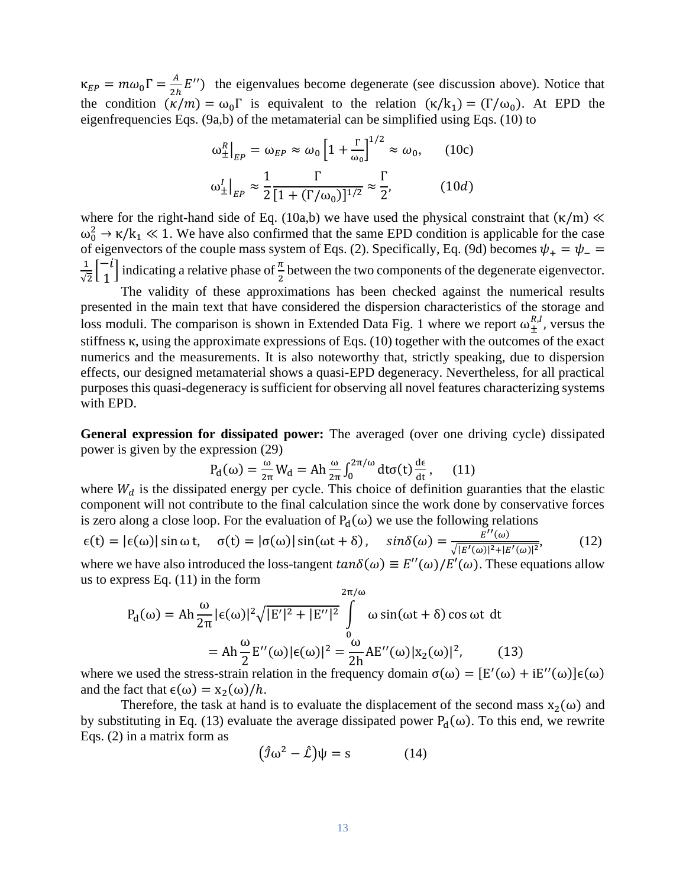$\kappa_{EP} = m\omega_0\Gamma = \frac{A}{2h}E'')$ the eigenvalues become degenerate (see discussion above). Notice that the condition $(\kappa/m) = \omega_0\Gamma$ is equivalent to the relation $(\kappa/k_1) = (\Gamma/\omega_0)$. At EPD the eigenfrequencies Eqs. (9a,b) of the metamaterial can be simplified using Eqs. (10) to

$$\omega_{\pm}^{R}\Big|_{EP} = \omega_{EP} \approx \omega_0\left[1+\frac{\Gamma}{\omega_0}\right]^{1/2} \approx \omega_0, \qquad (10c)$$

$$\omega_{\pm}^{I}\Big|_{EP} \approx \frac{1}{2}\frac{\Gamma}{[1+(\Gamma/\omega_0)]^{1/2}} \approx \frac{\Gamma}{2}, \qquad (10d)$$

where for the right-hand side of Eq. (10a,b) we have used the physical constraint that $(\kappa/m) \ll \omega_0^2 \rightarrow \kappa/k_1 \ll 1$. We have also confirmed that the same EPD condition is applicable for the case of eigenvectors of the couple mass system of Eqs. (2). Specifically, Eq. (9d) becomes $\psi_+ = \psi_- = \frac{1}{\sqrt{2}}\begin{bmatrix}-i\\1\end{bmatrix}$ indicating a relative phase of $\frac{\pi}{2}$ between the two components of the degenerate eigenvector.

The validity of these approximations has been checked against the numerical results presented in the main text that have considered the dispersion characteristics of the storage and loss moduli. The comparison is shown in Extended Data Fig. 1 where we report $\omega_{\pm}^{R,I}$, versus the stiffness κ, using the approximate expressions of Eqs. (10) together with the outcomes of the exact numerics and the measurements. It is also noteworthy that, strictly speaking, due to dispersion effects, our designed metamaterial shows a quasi-EPD degeneracy. Nevertheless, for all practical purposes this quasi-degeneracy is sufficient for observing all novel features characterizing systems with EPD.

**General expression for dissipated power:** The averaged (over one driving cycle) dissipated power is given by the expression (29)

$$P_d(\omega) = \frac{\omega}{2\pi}W_d = Ah\frac{\omega}{2\pi}\int_0^{2\pi/\omega} dt\sigma(t)\frac{d\epsilon}{dt}, \qquad (11)$$

where $W_d$ is the dissipated energy per cycle. This choice of definition guaranties that the elastic component will not contribute to the final calculation since the work done by conservative forces is zero along a close loop. For the evaluation of $P_d(\omega)$ we use the following relations

$$\epsilon(t) = |\epsilon(\omega)|\sin\omega t, \quad \sigma(t) = |\sigma(\omega)|\sin(\omega t+\delta), \quad sin\delta(\omega) = \frac{E''(\omega)}{\sqrt{|E'(\omega)|^2+|E'(\omega)|^2}}, \qquad (12)$$

where we have also introduced the loss-tangent $tan\delta(\omega) \equiv E''(\omega)/E'(\omega)$. These equations allow us to express Eq. (11) in the form

$$P_d(\omega) = Ah\frac{\omega}{2\pi}|\epsilon(\omega)|^2\sqrt{|E'|^2+|E''|^2}\int_0^{2\pi/\omega} \omega\sin(\omega t+\delta)\cos\omega t\ dt$$

$$= Ah\frac{\omega}{2}E''(\omega)|\epsilon(\omega)|^2 = \frac{\omega}{2h}AE''(\omega)|x_2(\omega)|^2, \qquad (13)$$

where we used the stress-strain relation in the frequency domain $\sigma(\omega) = [E'(\omega) + iE''(\omega)]\epsilon(\omega)$ and the fact that $\epsilon(\omega) = x_2(\omega)/h$.

Therefore, the task at hand is to evaluate the displacement of the second mass $x_2(\omega)$ and by substituting in Eq. (13) evaluate the average dissipated power $P_d(\omega)$. To this end, we rewrite Eqs. (2) in a matrix form as

$$(\hat{\mathcal{J}}\omega^2 - \hat{\mathcal{L}})\psi = s \qquad (14)$$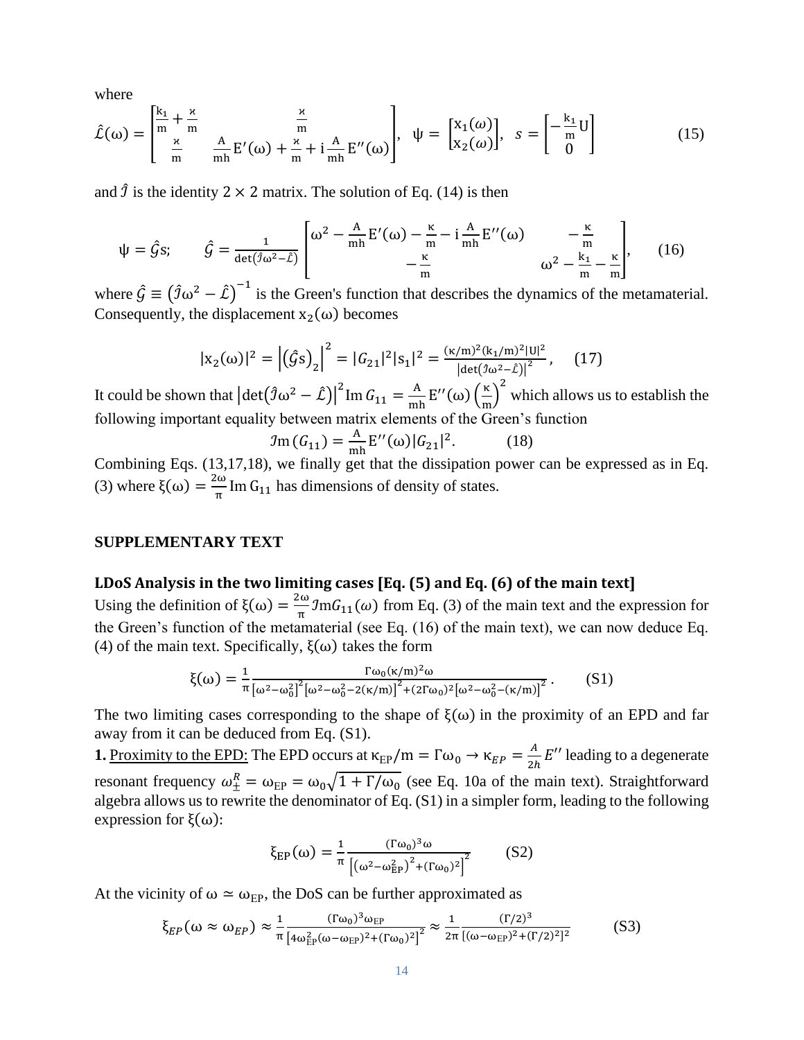where

$$\hat{\mathcal{L}}(\omega) = \begin{bmatrix} \frac{k_1}{m} + \frac{\varkappa}{m} & \frac{\varkappa}{m} \\ \frac{\varkappa}{m} & \frac{A}{mh}E'(\omega) + \frac{\varkappa}{m} + i\frac{A}{mh}E''(\omega) \end{bmatrix}, \quad \psi = \begin{bmatrix} x_1(\omega) \\ x_2(\omega) \end{bmatrix}, \quad s = \begin{bmatrix} -\frac{k_1}{m}U \\ 0 \end{bmatrix} \tag{15}$$

and $\hat{\mathcal{I}}$ is the identity $2 \times 2$ matrix. The solution of Eq. (14) is then

$$\psi = \hat{\mathcal{G}}s; \qquad \hat{\mathcal{G}} = \frac{1}{\det(\hat{\mathcal{I}}\omega^2 - \hat{\mathcal{L}})} \begin{bmatrix} \omega^2 - \frac{A}{mh}E'(\omega) - \frac{\kappa}{m} - i\frac{A}{mh}E''(\omega) & -\frac{\kappa}{m} \\ -\frac{\kappa}{m} & \omega^2 - \frac{k_1}{m} - \frac{\kappa}{m} \end{bmatrix}, \tag{16}$$

where $\hat{\mathcal{G}} \equiv \left(\hat{\mathcal{I}}\omega^2 - \hat{\mathcal{L}}\right)^{-1}$ is the Green's function that describes the dynamics of the metamaterial. Consequently, the displacement $x_2(\omega)$ becomes

$$|x_2(\omega)|^2 = \left|\left(\hat{\mathcal{G}}s\right)_2\right|^2 = |G_{21}|^2|s_1|^2 = \frac{(\kappa/m)^2(k_1/m)^2|U|^2}{\left|\det(\mathcal{I}\omega^2 - \hat{\mathcal{L}})\right|^2}, \tag{17}$$

It could be shown that $\left|\det\left(\hat{\mathcal{I}}\omega^2 - \hat{\mathcal{L}}\right)\right|^2 \mathrm{Im}\, G_{11} = \frac{A}{mh}E''(\omega)\left(\frac{\kappa}{m}\right)^2$ which allows us to establish the following important equality between matrix elements of the Green's function

$$\mathcal{I}\mathrm{m}\,(G_{11}) = \frac{A}{mh}E''(\omega)|G_{21}|^2. \tag{18}$$

Combining Eqs. (13,17,18), we finally get that the dissipation power can be expressed as in Eq. (3) where $\xi(\omega) = \frac{2\omega}{\pi}\mathrm{Im}\, G_{11}$ has dimensions of density of states.

## SUPPLEMENTARY TEXT

### LDoS Analysis in the two limiting cases [Eq. (5) and Eq. (6) of the main text]

Using the definition of $\xi(\omega) = \frac{2\omega}{\pi}\mathcal{I}\mathrm{m}G_{11}(\omega)$ from Eq. (3) of the main text and the expression for the Green's function of the metamaterial (see Eq. (16) of the main text), we can now deduce Eq. (4) of the main text. Specifically, $\xi(\omega)$ takes the form

$$\xi(\omega) = \frac{1}{\pi}\frac{\Gamma\omega_0(\kappa/m)^2\omega}{\left[\omega^2-\omega_0^2\right]^2\left[\omega^2-\omega_0^2-2(\kappa/m)\right]^2+(2\Gamma\omega_0)^2\left[\omega^2-\omega_0^2-(\kappa/m)\right]^2}. \tag{S1}$$

The two limiting cases corresponding to the shape of $\xi(\omega)$ in the proximity of an EPD and far away from it can be deduced from Eq. (S1).

**1.** Proximity to the EPD: The EPD occurs at $\kappa_{EP}/m = \Gamma\omega_0 \rightarrow \kappa_{EP} = \frac{A}{2h}E''$ leading to a degenerate resonant frequency $\omega_\pm^R = \omega_{EP} = \omega_0\sqrt{1+\Gamma/\omega_0}$ (see Eq. 10a of the main text). Straightforward algebra allows us to rewrite the denominator of Eq. (S1) in a simpler form, leading to the following expression for $\xi(\omega)$:

$$\xi_{EP}(\omega) = \frac{1}{\pi}\frac{(\Gamma\omega_0)^3\omega}{\left[\left(\omega^2-\omega_{EP}^2\right)^2+(\Gamma\omega_0)^2\right]^2} \tag{S2}$$

At the vicinity of $\omega \simeq \omega_{EP}$, the DoS can be further approximated as

$$\xi_{EP}(\omega \approx \omega_{EP}) \approx \frac{1}{\pi}\frac{(\Gamma\omega_0)^3\omega_{EP}}{\left[4\omega_{EP}^2(\omega-\omega_{EP})^2+(\Gamma\omega_0)^2\right]^2} \approx \frac{1}{2\pi}\frac{(\Gamma/2)^3}{\left[(\omega-\omega_{EP})^2+(\Gamma/2)^2\right]^2} \tag{S3}$$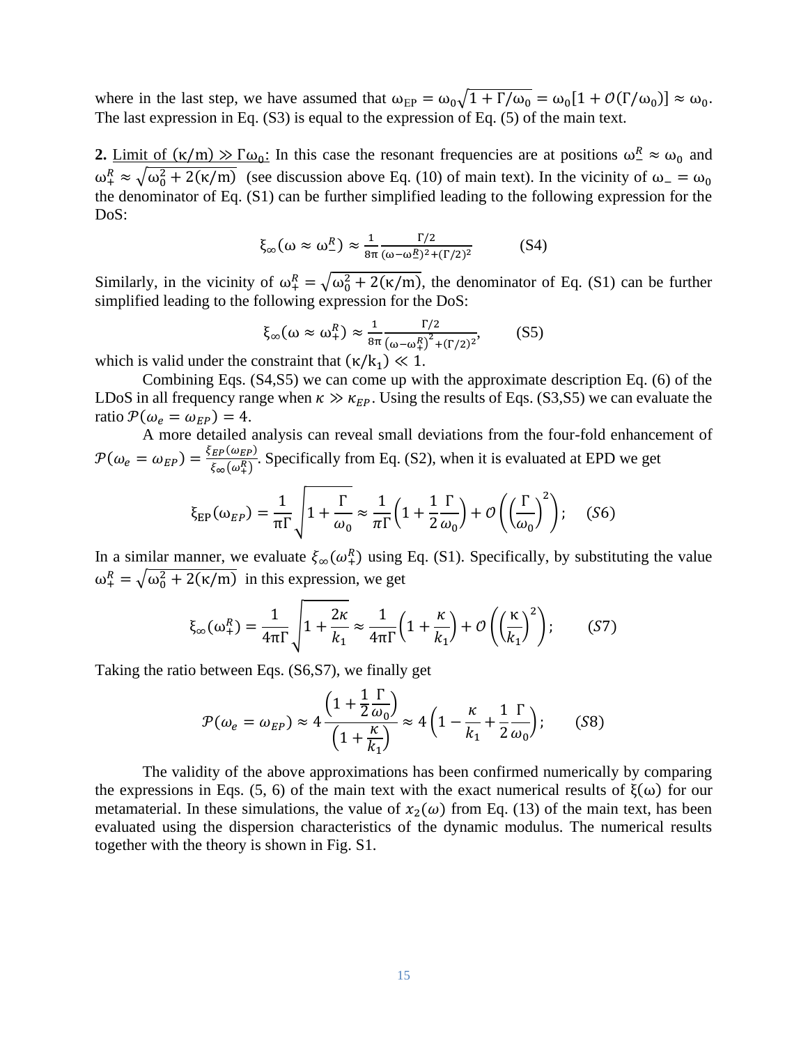where in the last step, we have assumed that $\omega_{\rm EP} = \omega_0\sqrt{1+\Gamma/\omega_0} = \omega_0[1+\mathcal{O}(\Gamma/\omega_0)] \approx \omega_0$. The last expression in Eq. (S3) is equal to the expression of Eq. (5) of the main text.

**2.** Limit of $(\kappa/m) \gg \Gamma\omega_0$: In this case the resonant frequencies are at positions $\omega_-^R \approx \omega_0$ and $\omega_+^R \approx \sqrt{\omega_0^2 + 2(\kappa/m)}$ (see discussion above Eq. (10) of main text). In the vicinity of $\omega_- = \omega_0$ the denominator of Eq. (S1) can be further simplified leading to the following expression for the DoS:

$$\xi_\infty(\omega \approx \omega_-^R) \approx \frac{1}{8\pi}\frac{\Gamma/2}{(\omega-\omega_-^R)^2+(\Gamma/2)^2} \qquad \text{(S4)}$$

Similarly, in the vicinity of $\omega_+^R = \sqrt{\omega_0^2 + 2(\kappa/m)}$, the denominator of Eq. (S1) can be further simplified leading to the following expression for the DoS:

$$\xi_\infty(\omega \approx \omega_+^R) \approx \frac{1}{8\pi}\frac{\Gamma/2}{(\omega-\omega_+^R)^2+(\Gamma/2)^2}, \qquad \text{(S5)}$$

which is valid under the constraint that $(\kappa/k_1) \ll 1$.

Combining Eqs. (S4,S5) we can come up with the approximate description Eq. (6) of the LDoS in all frequency range when $\kappa \gg \kappa_{EP}$. Using the results of Eqs. (S3,S5) we can evaluate the ratio $\mathcal{P}(\omega_e = \omega_{EP}) = 4$.

A more detailed analysis can reveal small deviations from the four-fold enhancement of $\mathcal{P}(\omega_e = \omega_{EP}) = \frac{\xi_{EP}(\omega_{EP})}{\xi_\infty(\omega_+^R)}$. Specifically from Eq. (S2), when it is evaluated at EPD we get

$$\xi_{\rm EP}(\omega_{EP}) = \frac{1}{\pi\Gamma}\sqrt{1+\frac{\Gamma}{\omega_0}} \approx \frac{1}{\pi\Gamma}\left(1+\frac{1}{2}\frac{\Gamma}{\omega_0}\right) + \mathcal{O}\left(\left(\frac{\Gamma}{\omega_0}\right)^2\right); \quad (S6)$$

In a similar manner, we evaluate $\xi_\infty(\omega_+^R)$ using Eq. (S1). Specifically, by substituting the value $\omega_+^R = \sqrt{\omega_0^2 + 2(\kappa/m)}$ in this expression, we get

$$\xi_\infty(\omega_+^R) = \frac{1}{4\pi\Gamma}\sqrt{1+\frac{2\kappa}{k_1}} \approx \frac{1}{4\pi\Gamma}\left(1+\frac{\kappa}{k_1}\right) + \mathcal{O}\left(\left(\frac{\kappa}{k_1}\right)^2\right); \qquad (S7)$$

Taking the ratio between Eqs. (S6,S7), we finally get

$$\mathcal{P}(\omega_e = \omega_{EP}) \approx 4\frac{\left(1+\frac{1}{2}\frac{\Gamma}{\omega_0}\right)}{\left(1+\frac{\kappa}{k_1}\right)} \approx 4\left(1-\frac{\kappa}{k_1}+\frac{1}{2}\frac{\Gamma}{\omega_0}\right); \qquad (S8)$$

The validity of the above approximations has been confirmed numerically by comparing the expressions in Eqs. (5, 6) of the main text with the exact numerical results of $\xi(\omega)$ for our metamaterial. In these simulations, the value of $x_2(\omega)$ from Eq. (13) of the main text, has been evaluated using the dispersion characteristics of the dynamic modulus. The numerical results together with the theory is shown in Fig. S1.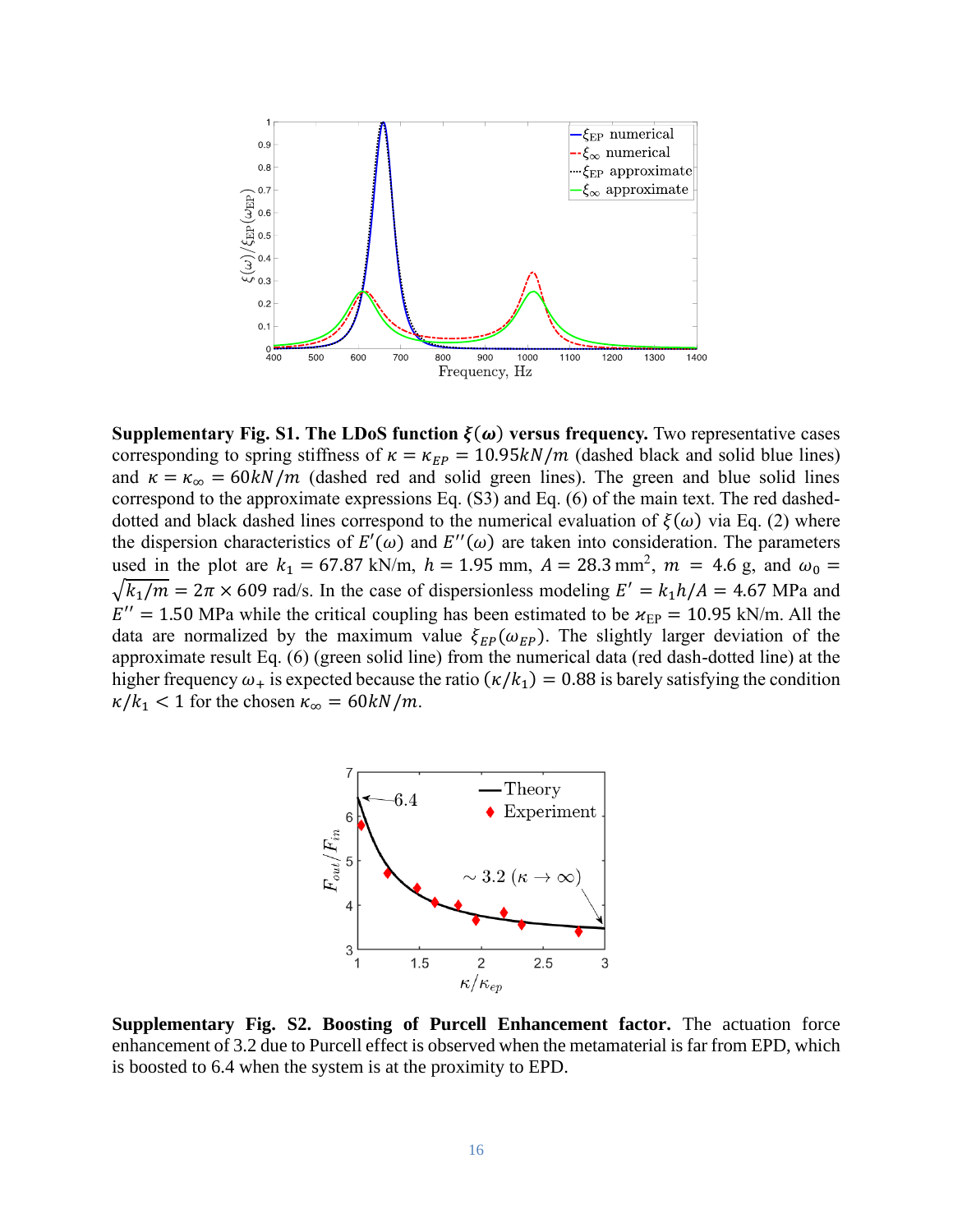1

0.9

0.8

0.7

0.6

0.5

0.4

0.3

0.2

0.1

0

400 500 600 700 800 900 1000 1100 1200 1300 1400

Frequency, Hz

$\xi(\omega)/\xi_{\mathrm{EP}}(\omega_{\mathrm{EP}})$

$\xi_{\mathrm{EP}}$ numerical

$\xi_{\infty}$ numerical

$\xi_{\mathrm{EP}}$ approximate

$\xi_{\infty}$ approximate

**Supplementary Fig. S1. The LDoS function $\xi(\omega)$ versus frequency.** Two representative cases corresponding to spring stiffness of $\kappa = \kappa_{EP} = 10.95kN/m$ (dashed black and solid blue lines) and $\kappa = \kappa_{\infty} = 60kN/m$ (dashed red and solid green lines). The green and blue solid lines correspond to the approximate expressions Eq. (S3) and Eq. (6) of the main text. The red dashed-dotted and black dashed lines correspond to the numerical evaluation of $\xi(\omega)$ via Eq. (2) where the dispersion characteristics of $E'(\omega)$ and $E''(\omega)$ are taken into consideration. The parameters used in the plot are $k_1 = 67.87$ kN/m, $h = 1.95$ mm, $A = 28.3\,\text{mm}^2$, $m = 4.6$ g, and $\omega_0 = \sqrt{k_1/m} = 2\pi \times 609$ rad/s. In the case of dispersionless modeling $E' = k_1 h/A = 4.67$ MPa and $E'' = 1.50$ MPa while the critical coupling has been estimated to be $\varkappa_{\mathrm{EP}} = 10.95$ kN/m. All the data are normalized by the maximum value $\xi_{EP}(\omega_{EP})$. The slightly larger deviation of the approximate result Eq. (6) (green solid line) from the numerical data (red dash-dotted line) at the higher frequency $\omega_{+}$ is expected because the ratio $(\kappa/k_1) = 0.88$ is barely satisfying the condition $\kappa/k_1 < 1$ for the chosen $\kappa_{\infty} = 60kN/m$.

7

6

5

4

3

1 1.5 2 2.5 3

$\kappa/\kappa_{ep}$

$F_{out}/F_{in}$

6.4

$\sim 3.2\ (\kappa \to \infty)$

Theory

Experiment

**Supplementary Fig. S2. Boosting of Purcell Enhancement factor.** The actuation force enhancement of 3.2 due to Purcell effect is observed when the metamaterial is far from EPD, which is boosted to 6.4 when the system is at the proximity to EPD.